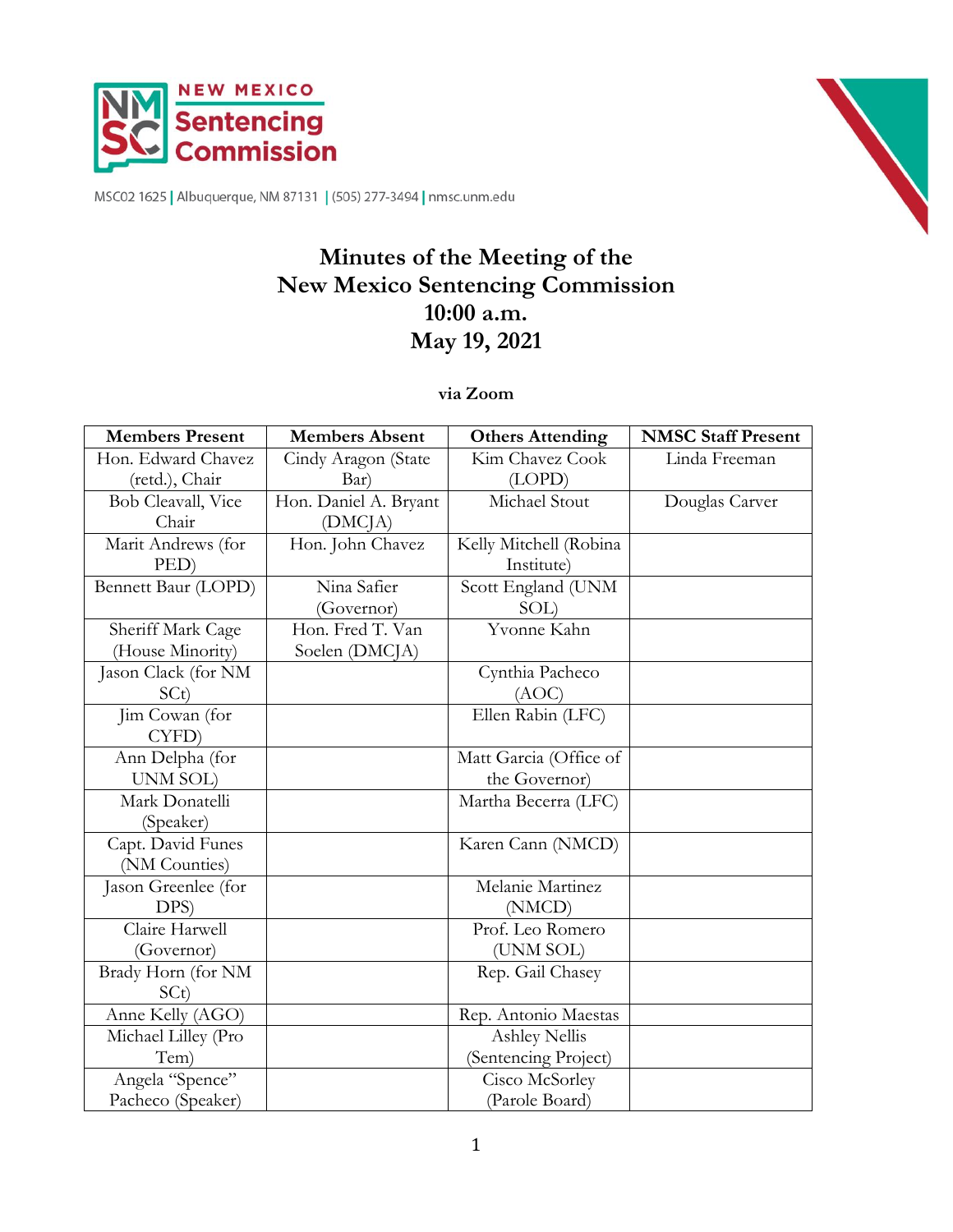NEW MEXICO Sentencing Commission

MSC02 1625 | Albuquerque, NM 87131 | (505) 277-3494 | nmsc.unm.edu

# Minutes of the Meeting of the New Mexico Sentencing Commission 10:00 a.m. May 19, 2021

**via Zoom**

| Members Present | Members Absent | Others Attending | NMSC Staff Present |
|---|---|---|---|
| Hon. Edward Chavez (retd.), Chair | Cindy Aragon (State Bar) | Kim Chavez Cook (LOPD) | Linda Freeman |
| Bob Cleavall, Vice Chair | Hon. Daniel A. Bryant (DMCJA) | Michael Stout | Douglas Carver |
| Marit Andrews (for PED) | Hon. John Chavez | Kelly Mitchell (Robina Institute) | |
| Bennett Baur (LOPD) | Nina Safier (Governor) | Scott England (UNM SOL) | |
| Sheriff Mark Cage (House Minority) | Hon. Fred T. Van Soelen (DMCJA) | Yvonne Kahn | |
| Jason Clack (for NM SCt) | | Cynthia Pacheco (AOC) | |
| Jim Cowan (for CYFD) | | Ellen Rabin (LFC) | |
| Ann Delpha (for UNM SOL) | | Matt Garcia (Office of the Governor) | |
| Mark Donatelli (Speaker) | | Martha Becerra (LFC) | |
| Capt. David Funes (NM Counties) | | Karen Cann (NMCD) | |
| Jason Greenlee (for DPS) | | Melanie Martinez (NMCD) | |
| Claire Harwell (Governor) | | Prof. Leo Romero (UNM SOL) | |
| Brady Horn (for NM SCt) | | Rep. Gail Chasey | |
| Anne Kelly (AGO) | | Rep. Antonio Maestas | |
| Michael Lilley (Pro Tem) | | Ashley Nellis (Sentencing Project) | |
| Angela "Spence" Pacheco (Speaker) | | Cisco McSorley (Parole Board) | |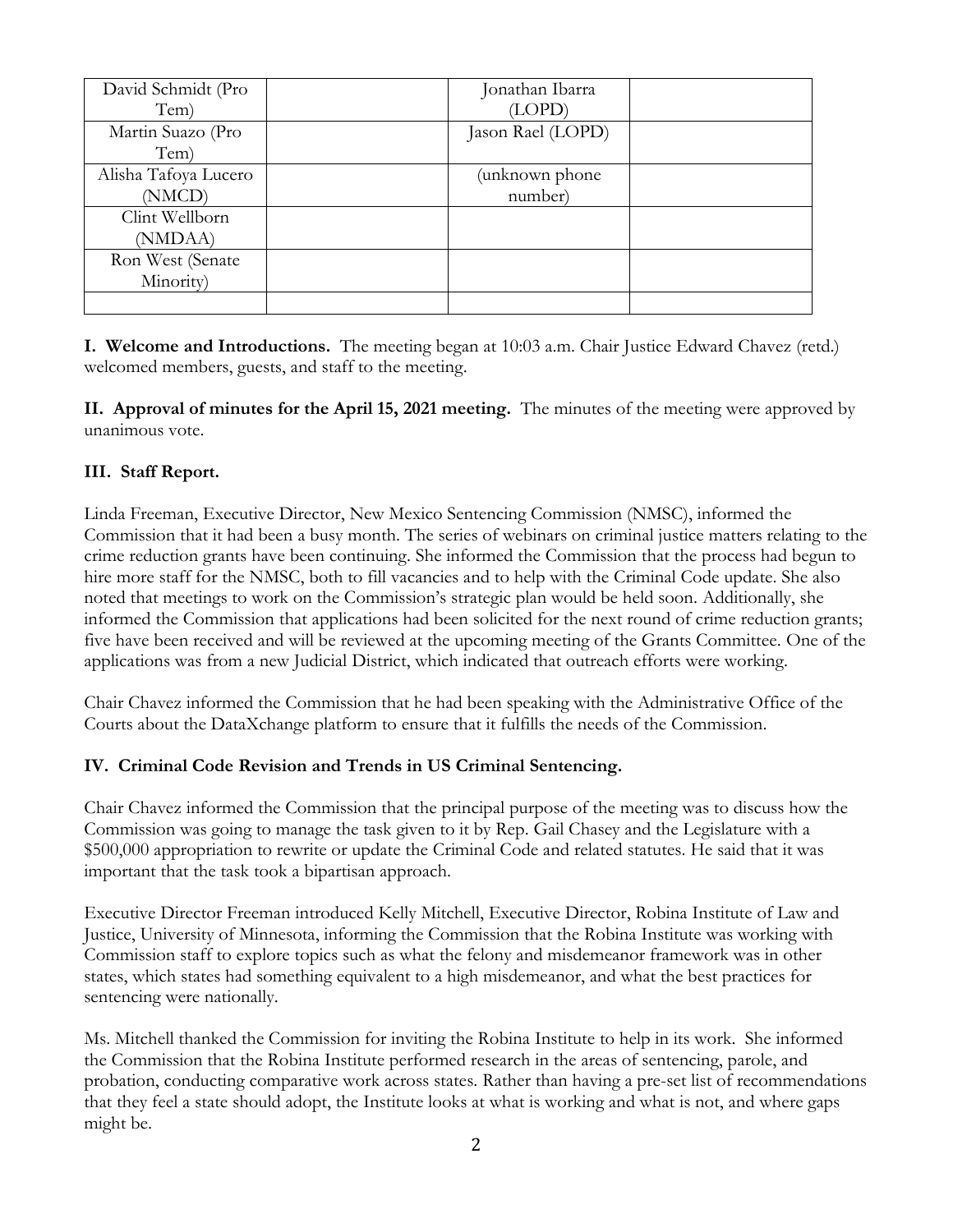| David Schmidt (Pro Tem) | | Jonathan Ibarra (LOPD) | |
|---|---|---|---|
| Martin Suazo (Pro Tem) | | Jason Rael (LOPD) | |
| Alisha Tafoya Lucero (NMCD) | | (unknown phone number) | |
| Clint Wellborn (NMDAA) | | | |
| Ron West (Senate Minority) | | | |
| | | | |

**I. Welcome and Introductions.** The meeting began at 10:03 a.m. Chair Justice Edward Chavez (retd.) welcomed members, guests, and staff to the meeting.

**II. Approval of minutes for the April 15, 2021 meeting.** The minutes of the meeting were approved by unanimous vote.

**III. Staff Report.**

Linda Freeman, Executive Director, New Mexico Sentencing Commission (NMSC), informed the Commission that it had been a busy month. The series of webinars on criminal justice matters relating to the crime reduction grants have been continuing. She informed the Commission that the process had begun to hire more staff for the NMSC, both to fill vacancies and to help with the Criminal Code update. She also noted that meetings to work on the Commission's strategic plan would be held soon. Additionally, she informed the Commission that applications had been solicited for the next round of crime reduction grants; five have been received and will be reviewed at the upcoming meeting of the Grants Committee. One of the applications was from a new Judicial District, which indicated that outreach efforts were working.

Chair Chavez informed the Commission that he had been speaking with the Administrative Office of the Courts about the DataXchange platform to ensure that it fulfills the needs of the Commission.

**IV. Criminal Code Revision and Trends in US Criminal Sentencing.**

Chair Chavez informed the Commission that the principal purpose of the meeting was to discuss how the Commission was going to manage the task given to it by Rep. Gail Chasey and the Legislature with a $500,000 appropriation to rewrite or update the Criminal Code and related statutes. He said that it was important that the task took a bipartisan approach.

Executive Director Freeman introduced Kelly Mitchell, Executive Director, Robina Institute of Law and Justice, University of Minnesota, informing the Commission that the Robina Institute was working with Commission staff to explore topics such as what the felony and misdemeanor framework was in other states, which states had something equivalent to a high misdemeanor, and what the best practices for sentencing were nationally.

Ms. Mitchell thanked the Commission for inviting the Robina Institute to help in its work. She informed the Commission that the Robina Institute performed research in the areas of sentencing, parole, and probation, conducting comparative work across states. Rather than having a pre-set list of recommendations that they feel a state should adopt, the Institute looks at what is working and what is not, and where gaps might be.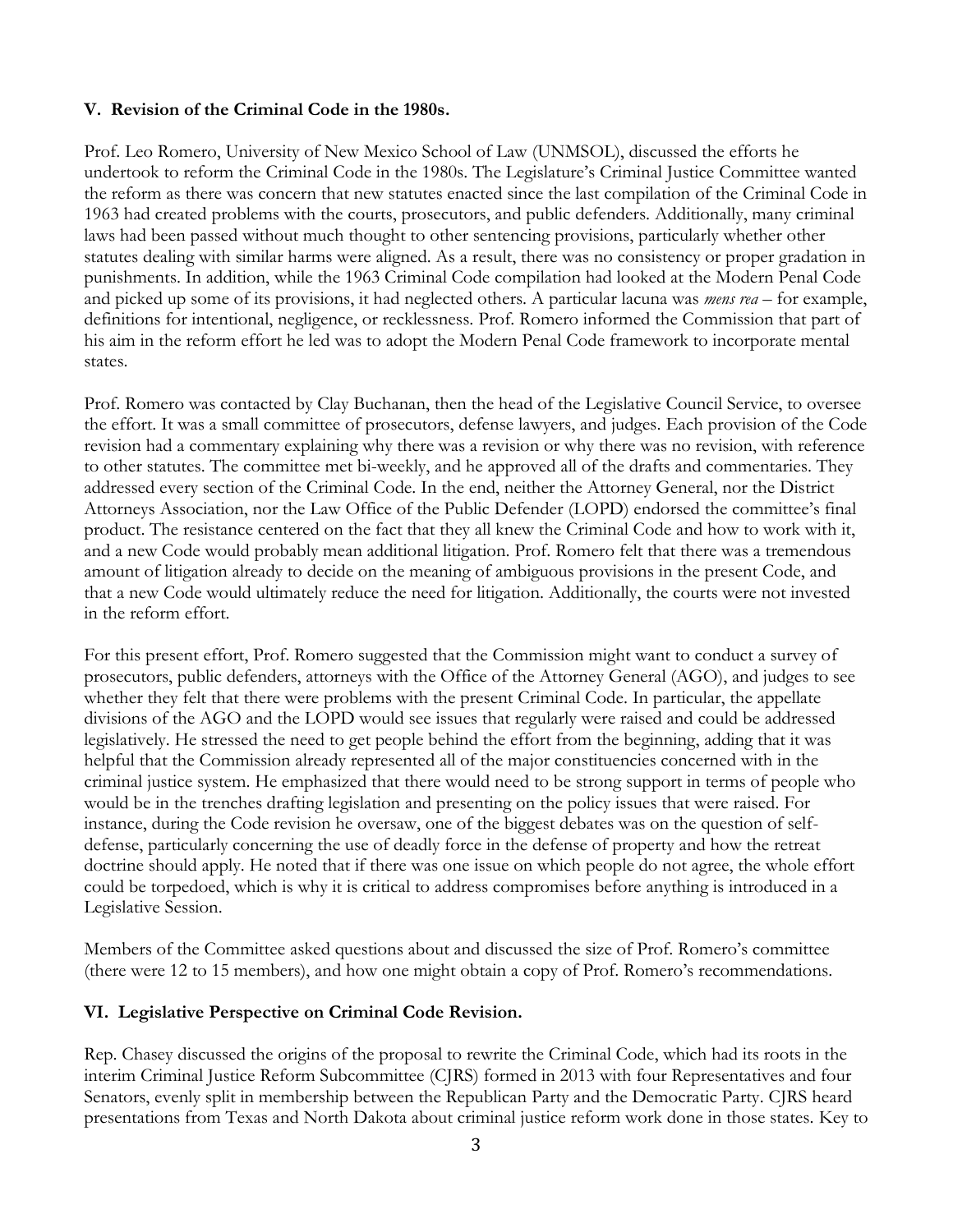**V. Revision of the Criminal Code in the 1980s.**

Prof. Leo Romero, University of New Mexico School of Law (UNMSOL), discussed the efforts he undertook to reform the Criminal Code in the 1980s. The Legislature's Criminal Justice Committee wanted the reform as there was concern that new statutes enacted since the last compilation of the Criminal Code in 1963 had created problems with the courts, prosecutors, and public defenders. Additionally, many criminal laws had been passed without much thought to other sentencing provisions, particularly whether other statutes dealing with similar harms were aligned. As a result, there was no consistency or proper gradation in punishments. In addition, while the 1963 Criminal Code compilation had looked at the Modern Penal Code and picked up some of its provisions, it had neglected others. A particular lacuna was *mens rea* – for example, definitions for intentional, negligence, or recklessness. Prof. Romero informed the Commission that part of his aim in the reform effort he led was to adopt the Modern Penal Code framework to incorporate mental states.

Prof. Romero was contacted by Clay Buchanan, then the head of the Legislative Council Service, to oversee the effort. It was a small committee of prosecutors, defense lawyers, and judges. Each provision of the Code revision had a commentary explaining why there was a revision or why there was no revision, with reference to other statutes. The committee met bi-weekly, and he approved all of the drafts and commentaries. They addressed every section of the Criminal Code. In the end, neither the Attorney General, nor the District Attorneys Association, nor the Law Office of the Public Defender (LOPD) endorsed the committee's final product. The resistance centered on the fact that they all knew the Criminal Code and how to work with it, and a new Code would probably mean additional litigation. Prof. Romero felt that there was a tremendous amount of litigation already to decide on the meaning of ambiguous provisions in the present Code, and that a new Code would ultimately reduce the need for litigation. Additionally, the courts were not invested in the reform effort.

For this present effort, Prof. Romero suggested that the Commission might want to conduct a survey of prosecutors, public defenders, attorneys with the Office of the Attorney General (AGO), and judges to see whether they felt that there were problems with the present Criminal Code. In particular, the appellate divisions of the AGO and the LOPD would see issues that regularly were raised and could be addressed legislatively. He stressed the need to get people behind the effort from the beginning, adding that it was helpful that the Commission already represented all of the major constituencies concerned with in the criminal justice system. He emphasized that there would need to be strong support in terms of people who would be in the trenches drafting legislation and presenting on the policy issues that were raised. For instance, during the Code revision he oversaw, one of the biggest debates was on the question of self-defense, particularly concerning the use of deadly force in the defense of property and how the retreat doctrine should apply. He noted that if there was one issue on which people do not agree, the whole effort could be torpedoed, which is why it is critical to address compromises before anything is introduced in a Legislative Session.

Members of the Committee asked questions about and discussed the size of Prof. Romero's committee (there were 12 to 15 members), and how one might obtain a copy of Prof. Romero's recommendations.

**VI. Legislative Perspective on Criminal Code Revision.**

Rep. Chasey discussed the origins of the proposal to rewrite the Criminal Code, which had its roots in the interim Criminal Justice Reform Subcommittee (CJRS) formed in 2013 with four Representatives and four Senators, evenly split in membership between the Republican Party and the Democratic Party. CJRS heard presentations from Texas and North Dakota about criminal justice reform work done in those states. Key to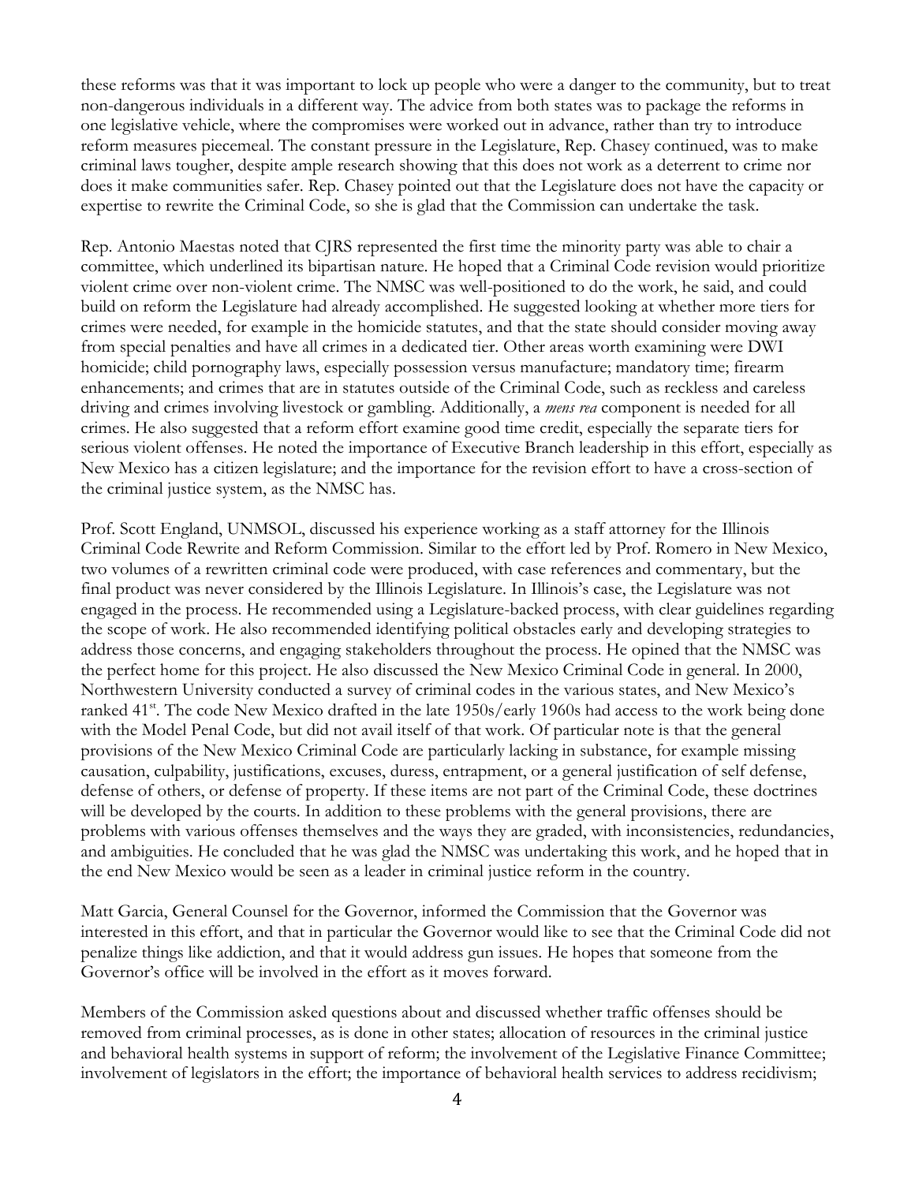these reforms was that it was important to lock up people who were a danger to the community, but to treat non-dangerous individuals in a different way. The advice from both states was to package the reforms in one legislative vehicle, where the compromises were worked out in advance, rather than try to introduce reform measures piecemeal. The constant pressure in the Legislature, Rep. Chasey continued, was to make criminal laws tougher, despite ample research showing that this does not work as a deterrent to crime nor does it make communities safer. Rep. Chasey pointed out that the Legislature does not have the capacity or expertise to rewrite the Criminal Code, so she is glad that the Commission can undertake the task.

Rep. Antonio Maestas noted that CJRS represented the first time the minority party was able to chair a committee, which underlined its bipartisan nature. He hoped that a Criminal Code revision would prioritize violent crime over non-violent crime. The NMSC was well-positioned to do the work, he said, and could build on reform the Legislature had already accomplished. He suggested looking at whether more tiers for crimes were needed, for example in the homicide statutes, and that the state should consider moving away from special penalties and have all crimes in a dedicated tier. Other areas worth examining were DWI homicide; child pornography laws, especially possession versus manufacture; mandatory time; firearm enhancements; and crimes that are in statutes outside of the Criminal Code, such as reckless and careless driving and crimes involving livestock or gambling. Additionally, a *mens rea* component is needed for all crimes. He also suggested that a reform effort examine good time credit, especially the separate tiers for serious violent offenses. He noted the importance of Executive Branch leadership in this effort, especially as New Mexico has a citizen legislature; and the importance for the revision effort to have a cross-section of the criminal justice system, as the NMSC has.

Prof. Scott England, UNMSOL, discussed his experience working as a staff attorney for the Illinois Criminal Code Rewrite and Reform Commission. Similar to the effort led by Prof. Romero in New Mexico, two volumes of a rewritten criminal code were produced, with case references and commentary, but the final product was never considered by the Illinois Legislature. In Illinois's case, the Legislature was not engaged in the process. He recommended using a Legislature-backed process, with clear guidelines regarding the scope of work. He also recommended identifying political obstacles early and developing strategies to address those concerns, and engaging stakeholders throughout the process. He opined that the NMSC was the perfect home for this project. He also discussed the New Mexico Criminal Code in general. In 2000, Northwestern University conducted a survey of criminal codes in the various states, and New Mexico's ranked 41st. The code New Mexico drafted in the late 1950s/early 1960s had access to the work being done with the Model Penal Code, but did not avail itself of that work. Of particular note is that the general provisions of the New Mexico Criminal Code are particularly lacking in substance, for example missing causation, culpability, justifications, excuses, duress, entrapment, or a general justification of self defense, defense of others, or defense of property. If these items are not part of the Criminal Code, these doctrines will be developed by the courts. In addition to these problems with the general provisions, there are problems with various offenses themselves and the ways they are graded, with inconsistencies, redundancies, and ambiguities. He concluded that he was glad the NMSC was undertaking this work, and he hoped that in the end New Mexico would be seen as a leader in criminal justice reform in the country.

Matt Garcia, General Counsel for the Governor, informed the Commission that the Governor was interested in this effort, and that in particular the Governor would like to see that the Criminal Code did not penalize things like addiction, and that it would address gun issues. He hopes that someone from the Governor's office will be involved in the effort as it moves forward.

Members of the Commission asked questions about and discussed whether traffic offenses should be removed from criminal processes, as is done in other states; allocation of resources in the criminal justice and behavioral health systems in support of reform; the involvement of the Legislative Finance Committee; involvement of legislators in the effort; the importance of behavioral health services to address recidivism;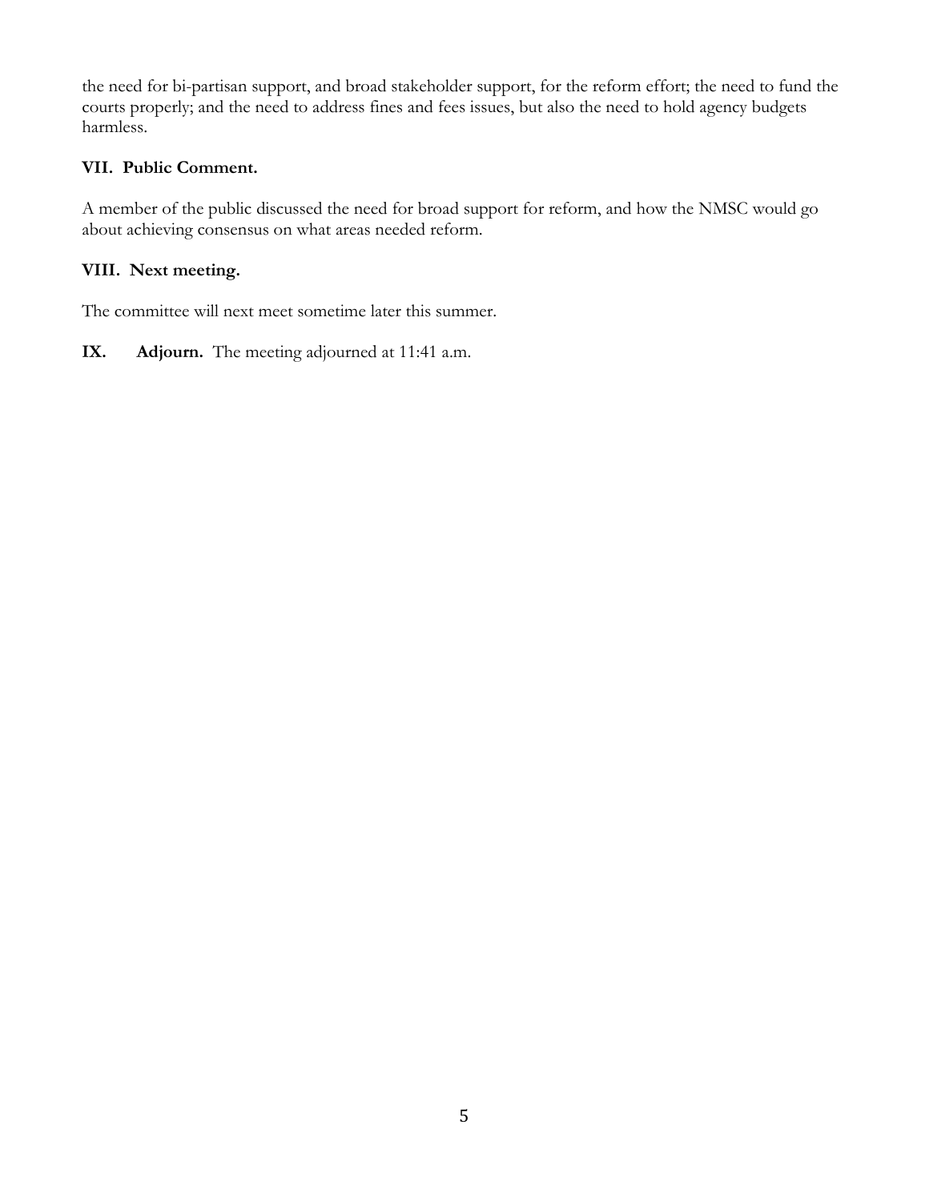the need for bi-partisan support, and broad stakeholder support, for the reform effort; the need to fund the courts properly; and the need to address fines and fees issues, but also the need to hold agency budgets harmless.

### VII. Public Comment.

A member of the public discussed the need for broad support for reform, and how the NMSC would go about achieving consensus on what areas needed reform.

### VIII. Next meeting.

The committee will next meet sometime later this summer.

**IX. Adjourn.** The meeting adjourned at 11:41 a.m.